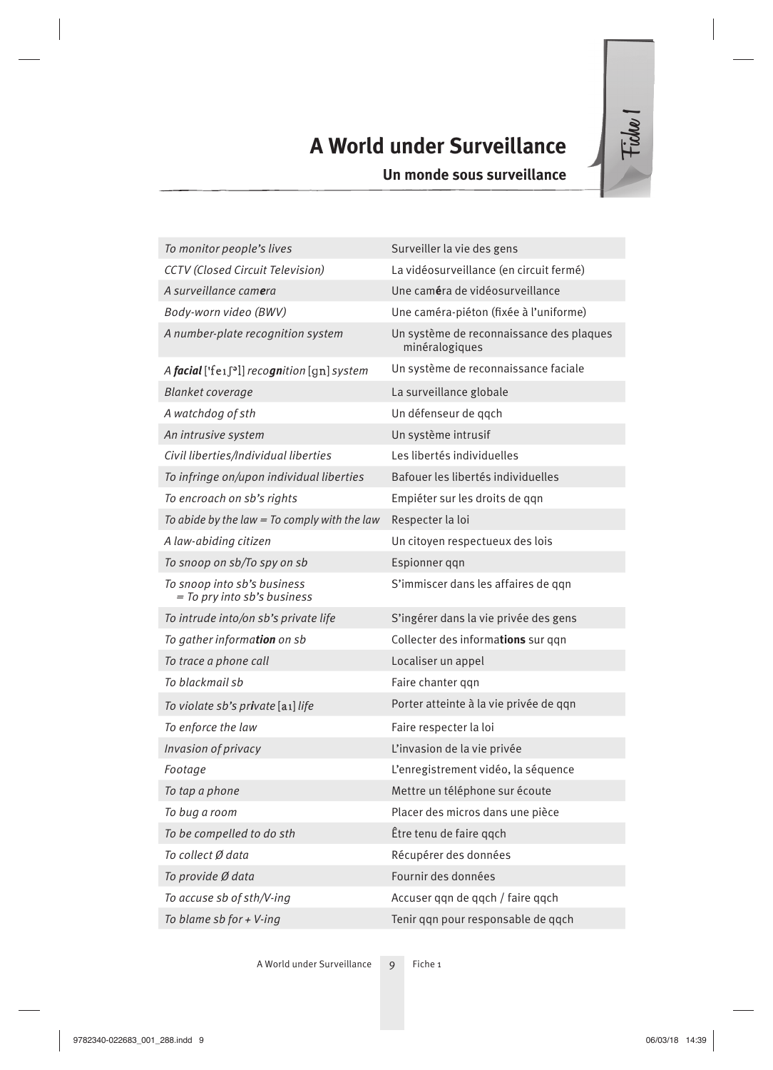# A World under Surveillance

## Un monde sous surveillance

*Fiche 1*

| | |
|---|---|
| *To monitor people's lives* | Surveiller la vie des gens |
| *CCTV (Closed Circuit Television)* | La vidéosurveillance (en circuit fermé) |
| *A surveillance cam**e**ra* | Une cam**é**ra de vidéosurveillance |
| *Body-worn video (BWV)* | Une caméra-piéton (fixée à l'uniforme) |
| *A number-plate recognition system* | Un système de reconnaissance des plaques minéralogiques |
| *A **facial** ['feɪʃəl] reco**gn**ition [gn] system* | Un système de reconnaissance faciale |
| *Blanket coverage* | La surveillance globale |
| *A watchdog of sth* | Un défenseur de qqch |
| *An intrusive system* | Un système intrusif |
| *Civil liberties/Individual liberties* | Les libertés individuelles |
| *To infringe on/upon individual liberties* | Bafouer les libertés individuelles |
| *To encroach on sb's rights* | Empiéter sur les droits de qqn |
| *To abide by the law = To comply with the law* | Respecter la loi |
| *A law-abiding citizen* | Un citoyen respectueux des lois |
| *To snoop on sb/To spy on sb* | Espionner qqn |
| *To snoop into sb's business = To pry into sb's business* | S'immiscer dans les affaires de qqn |
| *To intrude into/on sb's private life* | S'ingérer dans la vie privée des gens |
| *To gather informa**tion** on sb* | Collecter des informa**tions** sur qqn |
| *To trace a phone call* | Localiser un appel |
| *To blackmail sb* | Faire chanter qqn |
| *To violate sb's pr**i**vate [aɪ] life* | Porter atteinte à la vie privée de qqn |
| *To enforce the law* | Faire respecter la loi |
| *Invasion of privacy* | L'invasion de la vie privée |
| *Footage* | L'enregistrement vidéo, la séquence |
| *To tap a phone* | Mettre un téléphone sur écoute |
| *To bug a room* | Placer des micros dans une pièce |
| *To be compelled to do sth* | Être tenu de faire qqch |
| *To collect Ø data* | Récupérer des données |
| *To provide Ø data* | Fournir des données |
| *To accuse sb of sth/V-ing* | Accuser qqn de qqch / faire qqch |
| *To blame sb for + V-ing* | Tenir qqn pour responsable de qqch |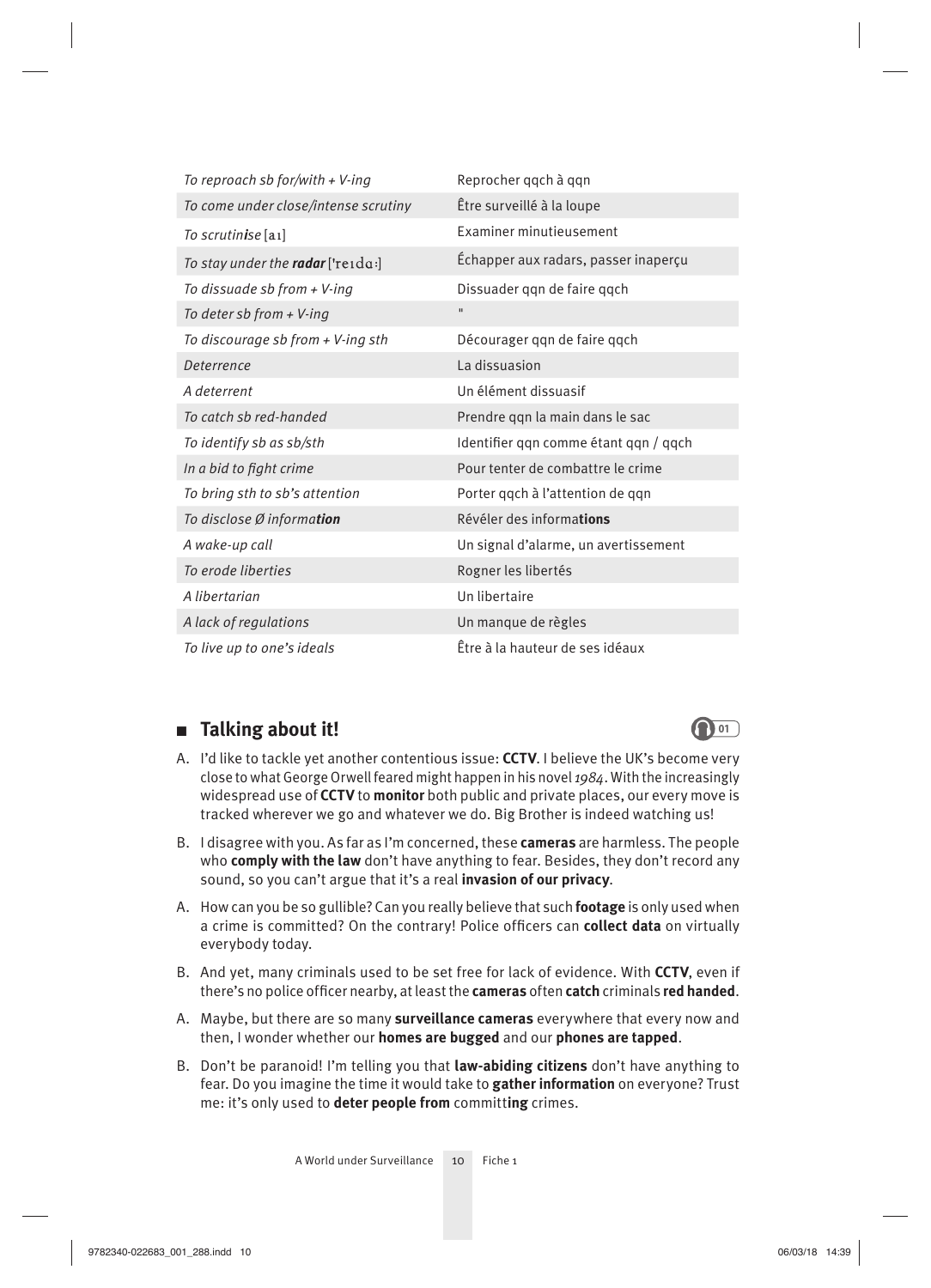| | |
|---|---|
| *To reproach sb for/with + V-ing* | Reprocher qqch à qqn |
| *To come under close/intense scrutiny* | Être surveillé à la loupe |
| *To scrutin**ise** [aɪ]* | Examiner minutieusement |
| *To stay under the **radar** ['reɪdɑː]* | Échapper aux radars, passer inaperçu |
| *To dissuade sb from + V-ing* | Dissuader qqn de faire qqch |
| *To deter sb from + V-ing* | " |
| *To discourage sb from + V-ing sth* | Décourager qqn de faire qqch |
| *Deterrence* | La dissuasion |
| *A deterrent* | Un élément dissuasif |
| *To catch sb red-handed* | Prendre qqn la main dans le sac |
| *To identify sb as sb/sth* | Identifier qqn comme étant qqn / qqch |
| *In a bid to fight crime* | Pour tenter de combattre le crime |
| *To bring sth to sb's attention* | Porter qqch à l'attention de qqn |
| *To disclose Ø informa**tion*** | Révéler des informa**tions** |
| *A wake-up call* | Un signal d'alarme, un avertissement |
| *To erode liberties* | Rogner les libertés |
| *A libertarian* | Un libertaire |
| *A lack of regulations* | Un manque de règles |
| *To live up to one's ideals* | Être à la hauteur de ses idéaux |

## Talking about it!

01

A. I'd like to tackle yet another contentious issue: **CCTV**. I believe the UK's become very close to what George Orwell feared might happen in his novel *1984*. With the increasingly widespread use of **CCTV** to **monitor** both public and private places, our every move is tracked wherever we go and whatever we do. Big Brother is indeed watching us!

B. I disagree with you. As far as I'm concerned, these **cameras** are harmless. The people who **comply with the law** don't have anything to fear. Besides, they don't record any sound, so you can't argue that it's a real **invasion of our privacy**.

A. How can you be so gullible? Can you really believe that such **footage** is only used when a crime is committed? On the contrary! Police officers can **collect data** on virtually everybody today.

B. And yet, many criminals used to be set free for lack of evidence. With **CCTV**, even if there's no police officer nearby, at least the **cameras** often **catch** criminals **red handed**.

A. Maybe, but there are so many **surveillance cameras** everywhere that every now and then, I wonder whether our **homes are bugged** and our **phones are tapped**.

B. Don't be paranoid! I'm telling you that **law-abiding citizens** don't have anything to fear. Do you imagine the time it would take to **gather information** on everyone? Trust me: it's only used to **deter people from** committ**ing** crimes.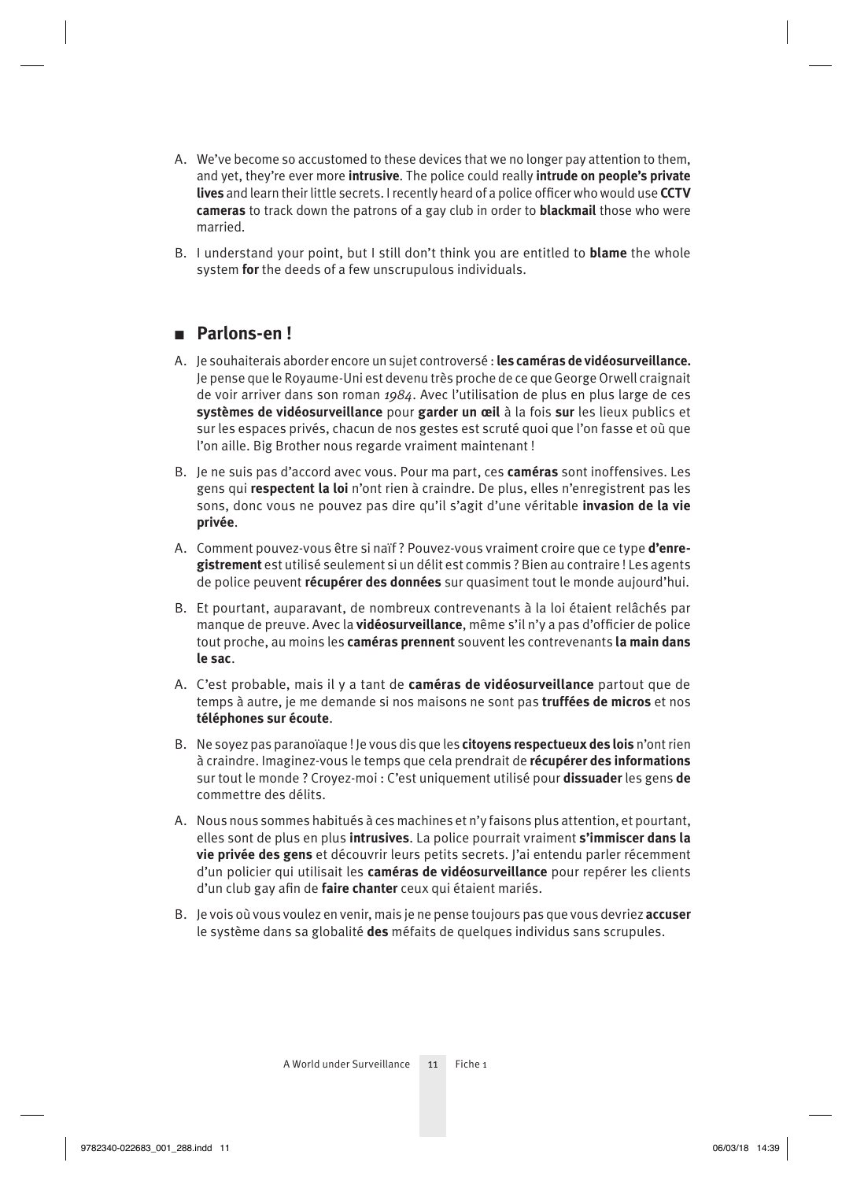A. We've become so accustomed to these devices that we no longer pay attention to them, and yet, they're ever more **intrusive**. The police could really **intrude on people's private lives** and learn their little secrets. I recently heard of a police officer who would use **CCTV cameras** to track down the patrons of a gay club in order to **blackmail** those who were married.

B. I understand your point, but I still don't think you are entitled to **blame** the whole system **for** the deeds of a few unscrupulous individuals.

## Parlons-en !

A. Je souhaiterais aborder encore un sujet controversé : **les caméras de vidéosurveillance.** Je pense que le Royaume-Uni est devenu très proche de ce que George Orwell craignait de voir arriver dans son roman *1984*. Avec l'utilisation de plus en plus large de ces **systèmes de vidéosurveillance** pour **garder un œil** à la fois **sur** les lieux publics et sur les espaces privés, chacun de nos gestes est scruté quoi que l'on fasse et où que l'on aille. Big Brother nous regarde vraiment maintenant !

B. Je ne suis pas d'accord avec vous. Pour ma part, ces **caméras** sont inoffensives. Les gens qui **respectent la loi** n'ont rien à craindre. De plus, elles n'enregistrent pas les sons, donc vous ne pouvez pas dire qu'il s'agit d'une véritable **invasion de la vie privée**.

A. Comment pouvez-vous être si naïf ? Pouvez-vous vraiment croire que ce type **d'enregistrement** est utilisé seulement si un délit est commis ? Bien au contraire ! Les agents de police peuvent **récupérer des données** sur quasiment tout le monde aujourd'hui.

B. Et pourtant, auparavant, de nombreux contrevenants à la loi étaient relâchés par manque de preuve. Avec la **vidéosurveillance**, même s'il n'y a pas d'officier de police tout proche, au moins les **caméras prennent** souvent les contrevenants **la main dans le sac**.

A. C'est probable, mais il y a tant de **caméras de vidéosurveillance** partout que de temps à autre, je me demande si nos maisons ne sont pas **truffées de micros** et nos **téléphones sur écoute**.

B. Ne soyez pas paranoïaque ! Je vous dis que les **citoyens respectueux des lois** n'ont rien à craindre. Imaginez-vous le temps que cela prendrait de **récupérer des informations** sur tout le monde ? Croyez-moi : C'est uniquement utilisé pour **dissuader** les gens **de** commettre des délits.

A. Nous nous sommes habitués à ces machines et n'y faisons plus attention, et pourtant, elles sont de plus en plus **intrusives**. La police pourrait vraiment **s'immiscer dans la vie privée des gens** et découvrir leurs petits secrets. J'ai entendu parler récemment d'un policier qui utilisait les **caméras de vidéosurveillance** pour repérer les clients d'un club gay afin de **faire chanter** ceux qui étaient mariés.

B. Je vois où vous voulez en venir, mais je ne pense toujours pas que vous devriez **accuser** le système dans sa globalité **des** méfaits de quelques individus sans scrupules.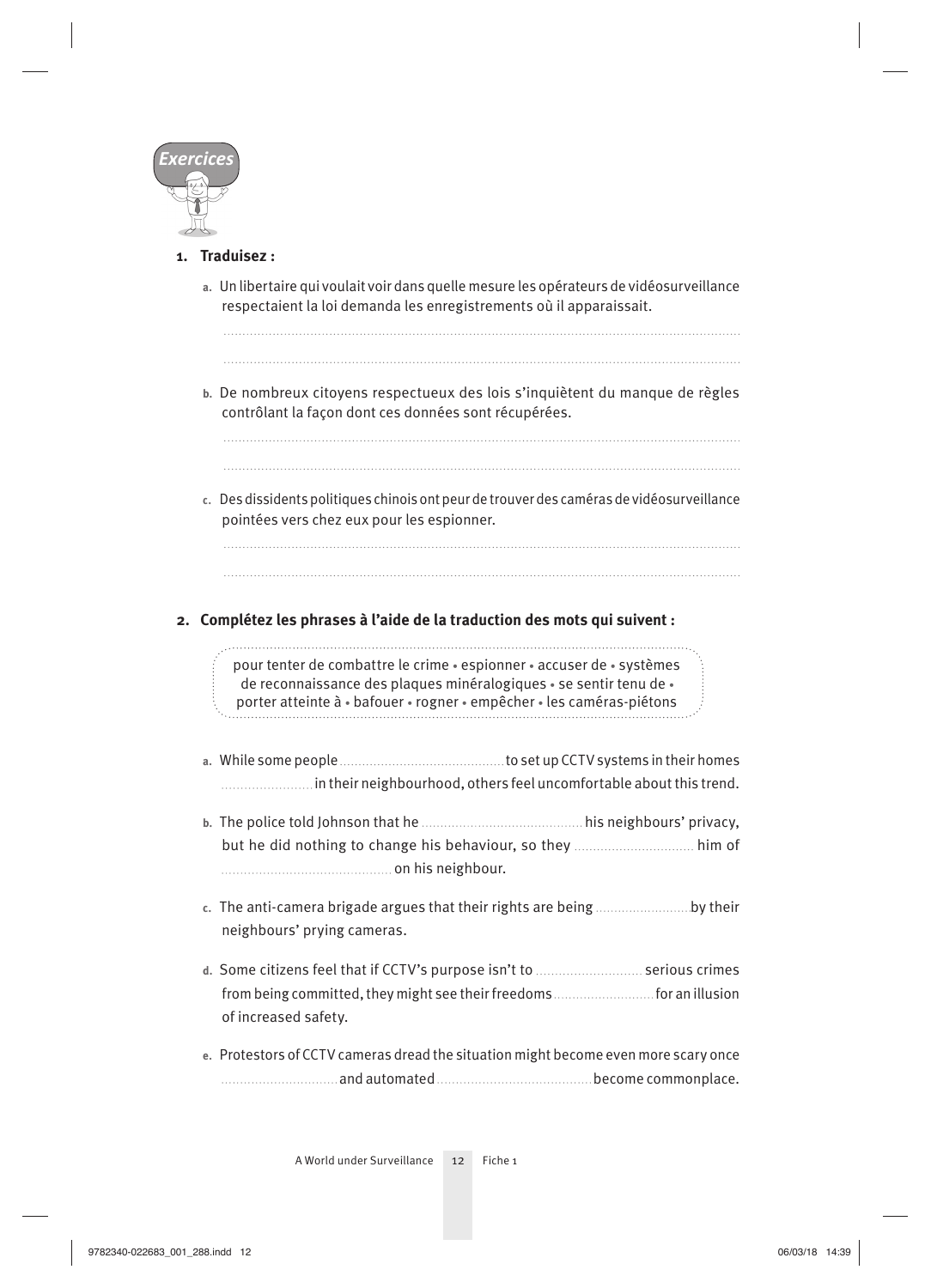## Exercices

**1. Traduisez :**

a. Un libertaire qui voulait voir dans quelle mesure les opérateurs de vidéosurveillance respectaient la loi demanda les enregistrements où il apparaissait.

..........................................................................................................................................

..........................................................................................................................................

b. De nombreux citoyens respectueux des lois s'inquiètent du manque de règles contrôlant la façon dont ces données sont récupérées.

..........................................................................................................................................

..........................................................................................................................................

c. Des dissidents politiques chinois ont peur de trouver des caméras de vidéosurveillance pointées vers chez eux pour les espionner.

..........................................................................................................................................

..........................................................................................................................................

**2. Complétez les phrases à l'aide de la traduction des mots qui suivent :**

pour tenter de combattre le crime • espionner • accuser de • systèmes de reconnaissance des plaques minéralogiques • se sentir tenu de • porter atteinte à • bafouer • rogner • empêcher • les caméras-piétons

a. While some people .............................................. to set up CCTV systems in their homes .......................... in their neighbourhood, others feel uncomfortable about this trend.

b. The police told Johnson that he ............................................ his neighbours' privacy, but he did nothing to change his behaviour, so they ................................ him of .............................................. on his neighbour.

c. The anti-camera brigade argues that their rights are being .......................... by their neighbours' prying cameras.

d. Some citizens feel that if CCTV's purpose isn't to ............................ serious crimes from being committed, they might see their freedoms ........................... for an illusion of increased safety.

e. Protestors of CCTV cameras dread the situation might become even more scary once ............................... and automated ........................................ become commonplace.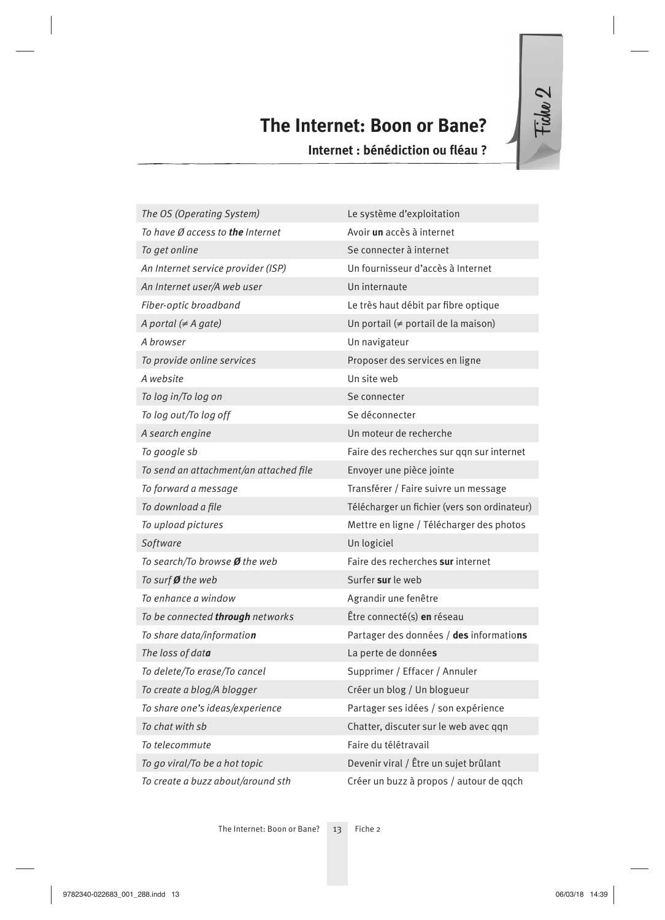# The Internet: Boon or Bane?

## Internet : bénédiction ou fléau ?

Fiche 2

| | |
|---|---|
| *The OS (Operating System)* | Le système d'exploitation |
| *To have Ø access to **the** Internet* | Avoir **un** accès à internet |
| *To get online* | Se connecter à internet |
| *An Internet service provider (ISP)* | Un fournisseur d'accès à Internet |
| *An Internet user/A web user* | Un internaute |
| *Fiber-optic broadband* | Le très haut débit par fibre optique |
| *A portal (≠ A gate)* | Un portail (≠ portail de la maison) |
| *A browser* | Un navigateur |
| *To provide online services* | Proposer des services en ligne |
| *A website* | Un site web |
| *To log in/To log on* | Se connecter |
| *To log out/To log off* | Se déconnecter |
| *A search engine* | Un moteur de recherche |
| *To google sb* | Faire des recherches sur qqn sur internet |
| *To send an attachment/an attached file* | Envoyer une pièce jointe |
| *To forward a message* | Transférer / Faire suivre un message |
| *To download a file* | Télécharger un fichier (vers son ordinateur) |
| *To upload pictures* | Mettre en ligne / Télécharger des photos |
| *Software* | Un logiciel |
| *To search/To browse **Ø** the web* | Faire des recherches **sur** internet |
| *To surf **Ø** the web* | Surfer **sur** le web |
| *To enhance a window* | Agrandir une fenêtre |
| *To be connected **through** networks* | Être connecté(s) **en** réseau |
| *To share data/informatio**n*** | Partager des données / **des** information**s** |
| *The loss of dat**a*** | La perte de donnée**s** |
| *To delete/To erase/To cancel* | Supprimer / Effacer / Annuler |
| *To create a blog/A blogger* | Créer un blog / Un blogueur |
| *To share one's ideas/experience* | Partager ses idées / son expérience |
| *To chat with sb* | Chatter, discuter sur le web avec qqn |
| *To telecommute* | Faire du télétravail |
| *To go viral/To be a hot topic* | Devenir viral / Être un sujet brûlant |
| *To create a buzz about/around sth* | Créer un buzz à propos / autour de qqch |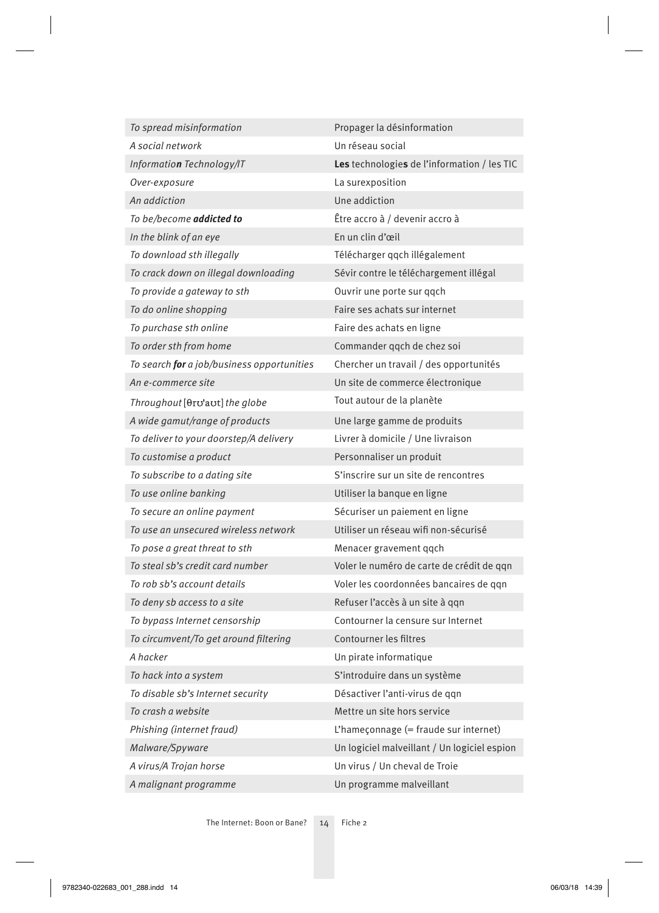| | |
|---|---|
| *To spread misinformation* | Propager la désinformation |
| *A social network* | Un réseau social |
| *Informatio**n** Technology/IT* | **Les** technologie**s** de l'information / les TIC |
| *Over-exposure* | La surexposition |
| *An addiction* | Une addiction |
| *To be/become **addicted to*** | Être accro à / devenir accro à |
| *In the blink of an eye* | En un clin d'œil |
| *To download sth illegally* | Télécharger qqch illégalement |
| *To crack down on illegal downloading* | Sévir contre le téléchargement illégal |
| *To provide a gateway to sth* | Ouvrir une porte sur qqch |
| *To do online shopping* | Faire ses achats sur internet |
| *To purchase sth online* | Faire des achats en ligne |
| *To order sth from home* | Commander qqch de chez soi |
| *To search **for** a job/business opportunities* | Chercher un travail / des opportunités |
| *An e-commerce site* | Un site de commerce électronique |
| *Throughout* [θrʊ'aʊt] *the globe* | Tout autour de la planète |
| *A wide gamut/range of products* | Une large gamme de produits |
| *To deliver to your doorstep/A delivery* | Livrer à domicile / Une livraison |
| *To customise a product* | Personnaliser un produit |
| *To subscribe to a dating site* | S'inscrire sur un site de rencontres |
| *To use online banking* | Utiliser la banque en ligne |
| *To secure an online payment* | Sécuriser un paiement en ligne |
| *To use an unsecured wireless network* | Utiliser un réseau wifi non-sécurisé |
| *To pose a great threat to sth* | Menacer gravement qqch |
| *To steal sb's credit card number* | Voler le numéro de carte de crédit de qqn |
| *To rob sb's account details* | Voler les coordonnées bancaires de qqn |
| *To deny sb access to a site* | Refuser l'accès à un site à qqn |
| *To bypass Internet censorship* | Contourner la censure sur Internet |
| *To circumvent/To get around filtering* | Contourner les filtres |
| *A hacker* | Un pirate informatique |
| *To hack into a system* | S'introduire dans un système |
| *To disable sb's Internet security* | Désactiver l'anti-virus de qqn |
| *To crash a website* | Mettre un site hors service |
| *Phishing (internet fraud)* | L'hameçonnage (= fraude sur internet) |
| *Malware/Spyware* | Un logiciel malveillant / Un logiciel espion |
| *A virus/A Trojan horse* | Un virus / Un cheval de Troie |
| *A malignant programme* | Un programme malveillant |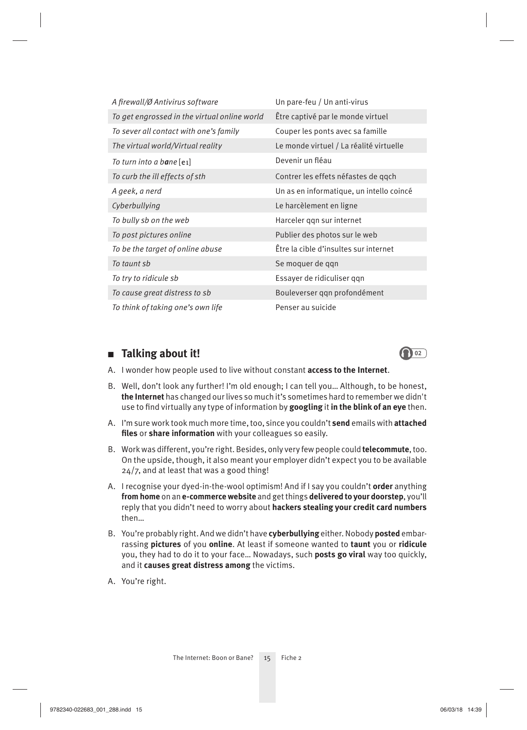| | |
|---|---|
| *A firewall/Ø Antivirus software* | Un pare-feu / Un anti-virus |
| *To get engrossed in the virtual online world* | Être captivé par le monde virtuel |
| *To sever all contact with one's family* | Couper les ponts avec sa famille |
| *The virtual world/Virtual reality* | Le monde virtuel / La réalité virtuelle |
| *To turn into a b**a**ne* [eɪ] | Devenir un fléau |
| *To curb the ill effects of sth* | Contrer les effets néfastes de qqch |
| *A geek, a nerd* | Un as en informatique, un intello coincé |
| *Cyberbullying* | Le harcèlement en ligne |
| *To bully sb on the web* | Harceler qqn sur internet |
| *To post pictures online* | Publier des photos sur le web |
| *To be the target of online abuse* | Être la cible d'insultes sur internet |
| *To taunt sb* | Se moquer de qqn |
| *To try to ridicule sb* | Essayer de ridiculiser qqn |
| *To cause great distress to sb* | Bouleverser qqn profondément |
| *To think of taking one's own life* | Penser au suicide |

## ■ Talking about it!

02

A. I wonder how people used to live without constant **access to the Internet**.

B. Well, don't look any further! I'm old enough; I can tell you… Although, to be honest, **the Internet** has changed our lives so much it's sometimes hard to remember we didn't use to find virtually any type of information by **googling** it **in the blink of an eye** then.

A. I'm sure work took much more time, too, since you couldn't **send** emails with **attached files** or **share information** with your colleagues so easily.

B. Work was different, you're right. Besides, only very few people could **telecommute**, too. On the upside, though, it also meant your employer didn't expect you to be available 24/7, and at least that was a good thing!

A. I recognise your dyed-in-the-wool optimism! And if I say you couldn't **order** anything **from home** on an **e-commerce website** and get things **delivered to your doorstep**, you'll reply that you didn't need to worry about **hackers stealing your credit card numbers** then…

B. You're probably right. And we didn't have **cyberbullying** either. Nobody **posted** embarrassing **pictures** of you **online**. At least if someone wanted to **taunt** you or **ridicule** you, they had to do it to your face… Nowadays, such **posts go viral** way too quickly, and it **causes great distress among** the victims.

A. You're right.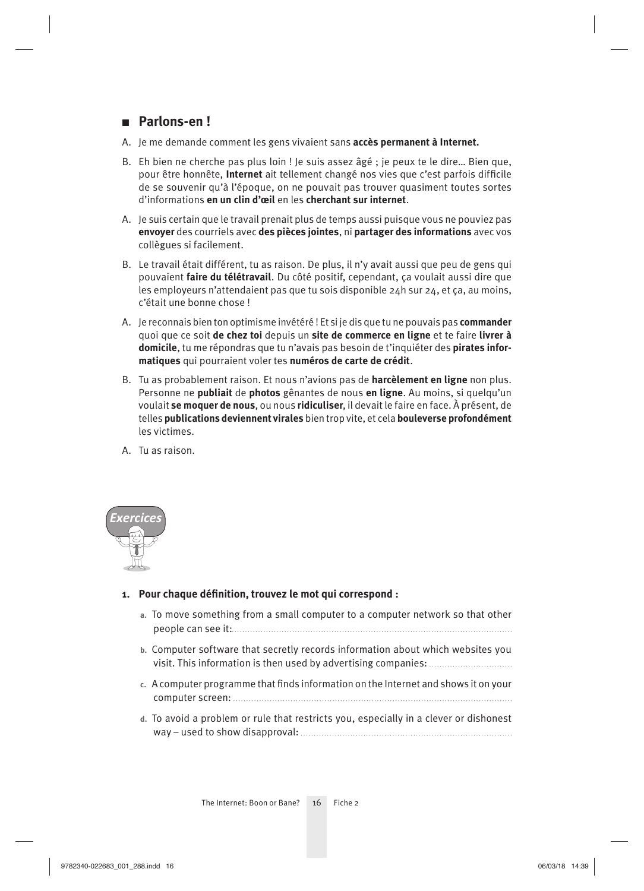## Parlons-en !

A. Je me demande comment les gens vivaient sans **accès permanent à Internet.**

B. Eh bien ne cherche pas plus loin ! Je suis assez âgé ; je peux te le dire… Bien que, pour être honnête, **Internet** ait tellement changé nos vies que c'est parfois difficile de se souvenir qu'à l'époque, on ne pouvait pas trouver quasiment toutes sortes d'informations **en un clin d'œil** en les **cherchant sur internet**.

A. Je suis certain que le travail prenait plus de temps aussi puisque vous ne pouviez pas **envoyer** des courriels avec **des pièces jointes**, ni **partager des informations** avec vos collègues si facilement.

B. Le travail était différent, tu as raison. De plus, il n'y avait aussi que peu de gens qui pouvaient **faire du télétravail**. Du côté positif, cependant, ça voulait aussi dire que les employeurs n'attendaient pas que tu sois disponible 24h sur 24, et ça, au moins, c'était une bonne chose !

A. Je reconnais bien ton optimisme invétéré ! Et si je dis que tu ne pouvais pas **commander** quoi que ce soit **de chez toi** depuis un **site de commerce en ligne** et te faire **livrer à domicile**, tu me répondras que tu n'avais pas besoin de t'inquiéter des **pirates informatiques** qui pourraient voler tes **numéros de carte de crédit**.

B. Tu as probablement raison. Et nous n'avions pas de **harcèlement en ligne** non plus. Personne ne **publiait** de **photos** gênantes de nous **en ligne**. Au moins, si quelqu'un voulait **se moquer de nous**, ou nous **ridiculiser**, il devait le faire en face. À présent, de telles **publications deviennent virales** bien trop vite, et cela **bouleverse profondément** les victimes.

A. Tu as raison.

*Exercices*

**1. Pour chaque définition, trouvez le mot qui correspond :**

a. To move something from a small computer to a computer network so that other people can see it:……………………………………

b. Computer software that secretly records information about which websites you visit. This information is then used by advertising companies: ……………………

c. A computer programme that finds information on the Internet and shows it on your computer screen: ……………………………………

d. To avoid a problem or rule that restricts you, especially in a clever or dishonest way – used to show disapproval: ……………………………………